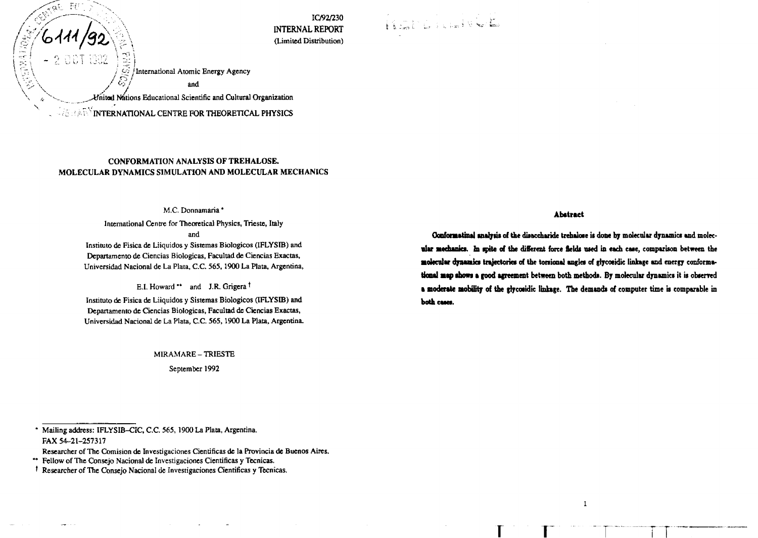IC/92/230
INTERNAL REPORT
(Limited Distribution)

International Atomic Energy Agency
and
United Nations Educational Scientific and Cultural Organization

INTERNATIONAL CENTRE FOR THEORETICAL PHYSICS

# CONFORMATION ANALYSIS OF TREHALOSE. MOLECULAR DYNAMICS SIMULATION AND MOLECULAR MECHANICS

M.C. Donnamaria *

International Centre for Theoretical Physics, Trieste, Italy

and

Instituto de Fisica de Liiquidos y Sistemas Biologicos (IFLYSIB) and Departamento de Ciencias Biologicas, Facultad de Ciencias Exactas, Universidad Nacional de La Plata, C.C. 565, 1900 La Plata, Argentina,

E.I. Howard ** and J.R. Grigera †

Instituto de Fisica de Liiquidos y Sistemas Biologicos (IFLYSIB) and Departamento de Ciencias Biologicas, Facultad de Ciencias Exactas, Universidad Nacional de La Plata, C.C. 565, 1900 La Plata, Argentina.

MIRAMARE – TRIESTE

September 1992

* Mailing address: IFLYSIB–CIC, C.C. 565, 1900 La Plata, Argentina. FAX 54-21-257317
Researcher of The Comision de Investigaciones Cientificas de la Provincia de Buenos Aires.

** Fellow of The Consejo Nacional de Investigaciones Cientificas y Tecnicas.

† Researcher of The Consejo Nacional de Investigaciones Cientificas y Tecnicas.

## Abstract

**Conformatinal analysis of the disaccharide trehalose is done by molecular dynamics and molecular mechanics. In spite of the different force fields used in each case, comparison between the molecular dynamics trajectories of the torsional angles of glycosidic linkage and energy conformational map shows a good agreement between both methods. By molecular dynamics it is observed a moderate mobility of the glycosidic linkage. The demands of computer time is comparable in both cases.**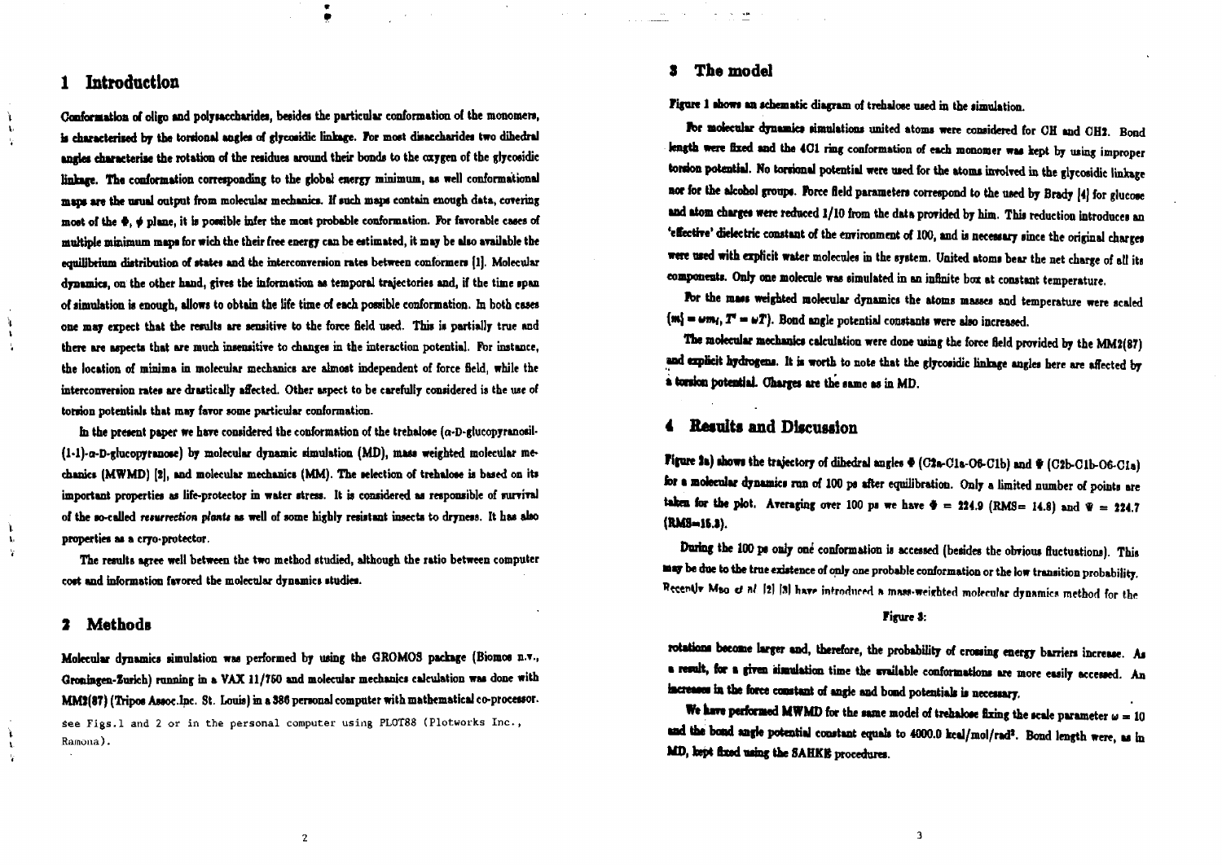# 1 Introduction

Conformation of oligo and polysaccharides, besides the particular conformation of the monomers, is characterised by the torsional angles of glycosidic linkage. For most disaccharides two dihedral angles characterise the rotation of the residues around their bonds to the oxygen of the glycosidic linkage. The conformation corresponding to the global energy minimum, as well conformational maps are the usual output from molecular mechanics. If such maps contain enough data, covering most of the $\Phi$, $\psi$ plane, it is possible infer the most probable conformation. For favorable cases of multiple minimum maps for wich the their free energy can be estimated, it may be also available the equilibrium distribution of states and the interconversion rates between conformers [1]. Molecular dynamics, on the other hand, gives the information as temporal trajectories and, if the time span of simulation is enough, allows to obtain the life time of each possible conformation. In both cases one may expect that the results are sensitive to the force field used. This is partially true and there are aspects that are much insensitive to changes in the interaction potential. For instance, the location of minima in molecular mechanics are almost independent of force field, while the interconversion rates are drastically affected. Other aspect to be carefully considered is the use of torsion potentials that may favor some particular conformation.

In the present paper we have considered the conformation of the trehalose ($\alpha$-D-glucopyranosil-(1-1)-$\alpha$-D-glucopyranose) by molecular dynamic simulation (MD), mass weighted molecular mechanics (MWMD) [2], and molecular mechanics (MM). The selection of trehalose is based on its important properties as life-protector in water stress. It is considered as responsible of survival of the so-called *resurrection plants* as well of some highly resistant insects to dryness. It has also properties as a cryo-protector.

The results agree well between the two method studied, although the ratio between computer cost and information favored the molecular dynamics studies.

# 2 Methods

Molecular dynamics simulation was performed by using the GROMOS package (Biomos n.v., Groningen-Zurich) running in a VAX 11/750 and molecular mechanics calculation was done with MM2(87) (Tripos Assoc.Inc. St. Louis) in a 386 personal computer with mathematical co-processor. see Figs.1 and 2 or in the personal computer using PLOT88 (Plotworks Inc., Ramona).

# 3 The model

Figure 1 shows an schematic diagram of trehalose used in the simulation.

For molecular dynamics simulations united atoms were considered for OH and CH2. Bond length were fixed and the 4C1 ring conformation of each monomer was kept by using improper torsion potential. No torsional potential were used for the atoms involved in the glycosidic linkage nor for the alcohol groups. Force field parameters correspond to the used by Brady [4] for glucose and atom charges were reduced 1/10 from the data provided by him. This reduction introduces an 'effective' dielectric constant of the environment of 100, and is necessary since the original charges were used with explicit water molecules in the system. United atoms bear the net charge of all its components. Only one molecule was simulated in an infinite box at constant temperature.

For the mass weighted molecular dynamics the atoms masses and temperature were scaled ($m_i' = \omega m_i$, $T' = \omega T$). Bond angle potential constants were also increased.

The molecular mechanics calculation were done using the force field provided by the MM2(87) and explicit hydrogens. It is worth to note that the glycosidic linkage angles here are affected by a torsion potential. Charges are the same as in MD.

# 4 Results and Discussion

Figure 2a) shows the trajectory of dihedral angles $\Phi$ (C2a-C1a-O6-C1b) and $\Psi$ (C2b-C1b-O6-C1a) for a molecular dynamics run of 100 ps after equilibration. Only a limited number of points are taken for the plot. Averaging over 100 ps we have $\Phi$ = 224.9 (RMS= 14.8) and $\Psi$ = 224.7 (RMS=16.3).

During the 100 ps only one conformation is accessed (besides the obvious fluctuations). This may be due to the true existence of only one probable conformation or the low transition probability. Recently Mao *et al* [2] [3] have introduced a mass-weighted molecular dynamics method for the

**Figure 3:**

rotations become larger and, therefore, the probability of crossing energy barriers increase. As a result, for a given simulation time the available conformations are more easily accessed. An increases in the force constant of angle and bond potentials is necessary.

We have performed MWMD for the same model of trehalose fixing the scale parameter $\omega = 10$ and the bond angle potential constant equals to 4000.0 kcal/mol/rad$^2$. Bond length were, as in MD, kept fixed using the SAHKE procedures.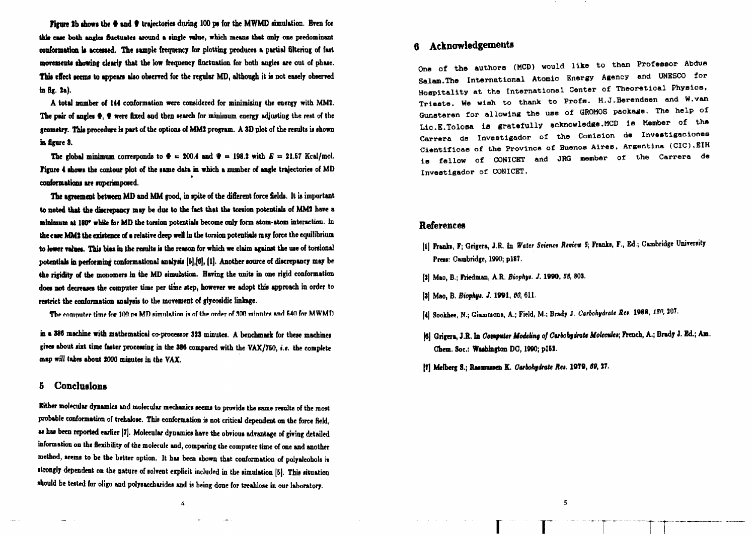Figure 2b shows the $\Phi$ and $\Psi$ trajectories during 100 ps for the MWMD simulation. Even for this case both angles fluctuates around a single value, which means that only one predominant conformation is accessed. The sample frequency for plotting produces a partial filtering of fast movements showing clearly that the low frequency fluctuation for both angles are out of phase. This effect seems to appears also observed for the regular MD, although it is not easely observed in fig. 2a).

A total number of 144 conformation were considered for minimising the energy with MM2. The pair of angles $\Phi$, $\Psi$ were fixed and then search for minimum energy adjusting the rest of the geometry. This procedure is part of the options of MM2 program. A 3D plot of the results is shown in figure 3.

The global minimum corresponds to $\Phi$ = 200.4 and $\Psi$ = 198.2 with $E$ = 21.57 Kcal/mol. Figure 4 shows the contour plot of the same data in which a number of angle trajectories of MD conformations are superimposed.

The agreement between MD and MM good, in spite of the different force fields. It is important to noted that the discrepancy may be due to the fact that the torsion potentials of MM2 have a minimum at 180° while for MD the torsion potentials become only form atom-atom interaction. In the case MM2 the existence of a relative deep well in the torsion potentials may force the equilibrium to lower values. This bias in the results is the reason for which we claim against the use of torsional potentials in performing conformational analysis [5],[6], [1]. Another source of discrepancy may be the rigidity of the monomers in the MD simulation. Having the units in one rigid conformation does not decreases the computer time per time step, however we adopt this approach in order to restrict the conformation analysis to the movement of glycosidic linkage.

The computer time for 100 ps MD simulation is of the order of 300 minutes and 540 for MWMD in a 386 machine with mathematical co-processor 323 minutes. A benchmark for these machines gives about sixt time faster processing in the 386 compared with the VAX/750, *i.e.* the complete map will takes about 2000 minutes in the VAX.

## 5 Conclusions

Either molecular dynamics and molecular mechanics seems to provide the same results of the most probable conformation of trehalose. This conformation is not critical dependent on the force field, as has been reported earlier [7]. Molecular dynamics have the obvious advantage of giving detailed information on the flexibility of the molecule and, comparing the computer time of one and another method, seems to be the better option. It has been shown that conformation of polyalcohols is strongly dependent on the nature of solvent explicit included in the simulation [5]. This situation should be tested for oligo and polysaccharides and is being done for treahlose in our laboratory.

## 6 Acknowledgements

One of the authors (MCD) would like to than Professor Abdus Salam.The International Atomic Energy Agency and UNESCO for Hospitality at the International Center of Theoretical Physics, Trieste. We wish to thank to Profs. H.J.Berendsen and W.van Gunsteren for allowing the use of GROMOS package. The help of Lic.E.Tolosa is gratefully acknowledge.MCD is Member of the Carrera de Investigador of the Comision de Investigaciones Cientificas of the Province of Buenos Aires, Argentina (CIC).EIH is fellow of CONICET and JRG member of the Carrera de Investigador of CONICET.

## References

[1] Franks, F; Grigera, J.R. In *Water Science Review 5*; Franks, F., Ed.; Cambridge University Press: Cambridge, 1990; p187.

[2] Mao, B.; Friedman, A.R. *Biophys. J.* **1990**, *58*, 803.

[3] Mao, B. *Biophys. J.* **1991**, *60*, 611.

[4] Sookhee, N.; Giammona, A.; Field, M.; Brady J. *Carbohydrate Res.* **1988**, *180*, 207.

[6] Grigera, J.R. In *Computer Modeling of Carbohydrate Molecules*; French, A.; Brady J. Ed.; Am. Chem. Soc.: Washington DC, 1990; p152.

[7] Melberg S.; Rasmussen K. *Carbohydrate Res.* **1979**, *69*, 27.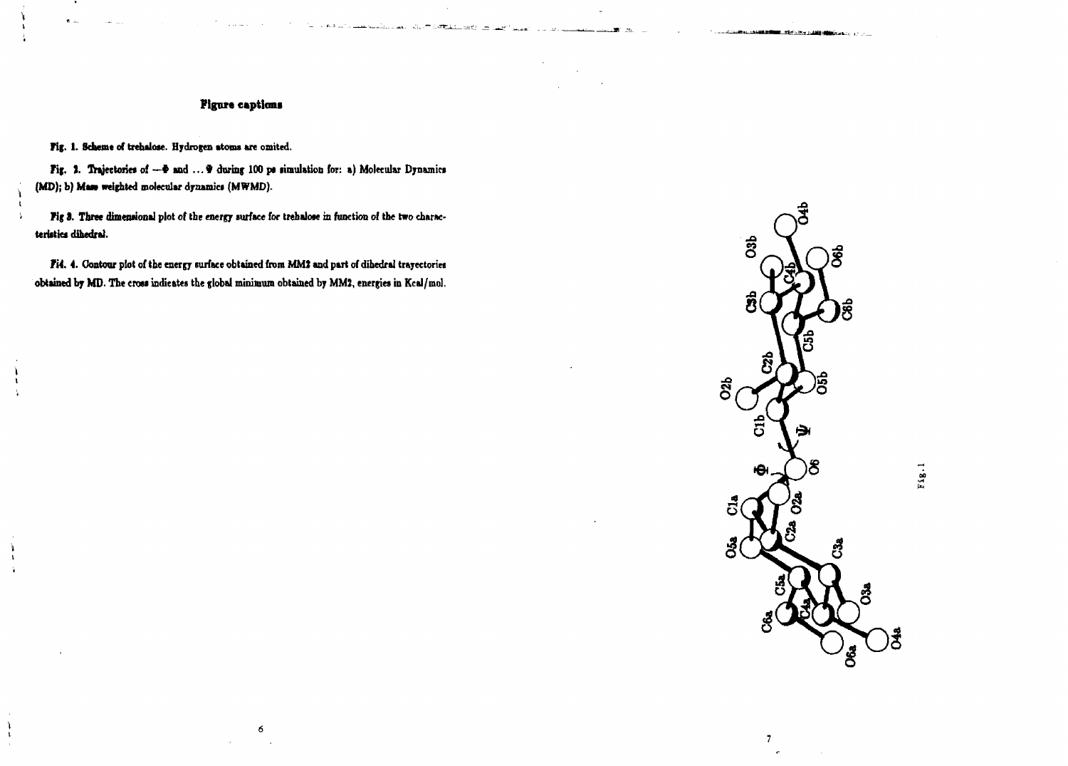## Figure captions

**Fig. 1.** Scheme of trehalose. Hydrogen atoms are omited.

**Fig. 2.** Trajectories of —Φ and ... Ψ during 100 ps simulation for: a) Molecular Dynamics (MD); b) Mass weighted molecular dynamics (MWMD).

**Fig 3.** Three dimensional plot of the energy surface for trehalose in function of the two characteristics dihedral.

**Fig. 4.** Contour plot of the energy surface obtained from MM2 and part of dihedral trayectories obtained by MD. The cross indicates the global minimum obtained by MM2, energies in Kcal/mol.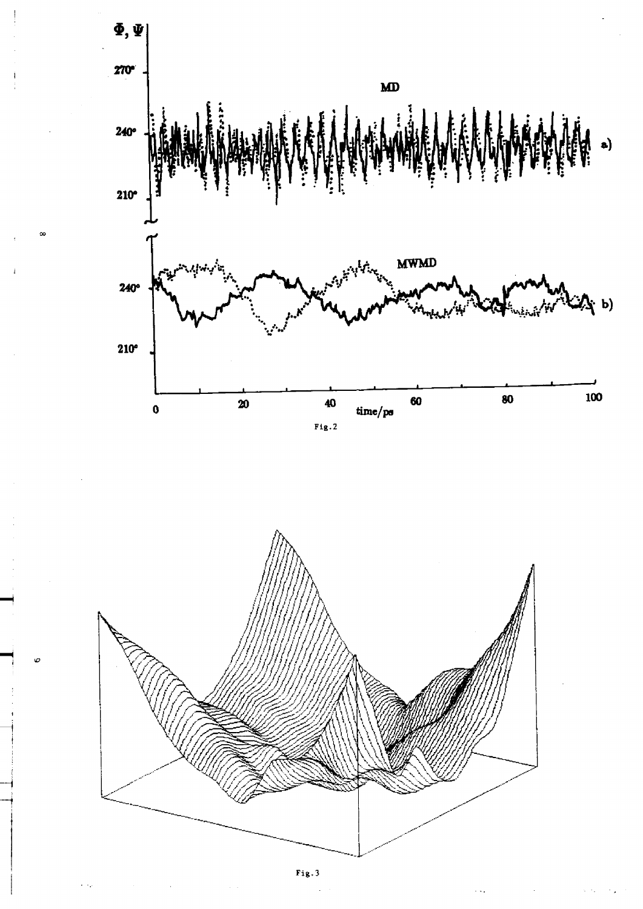Fig.2

Fig.3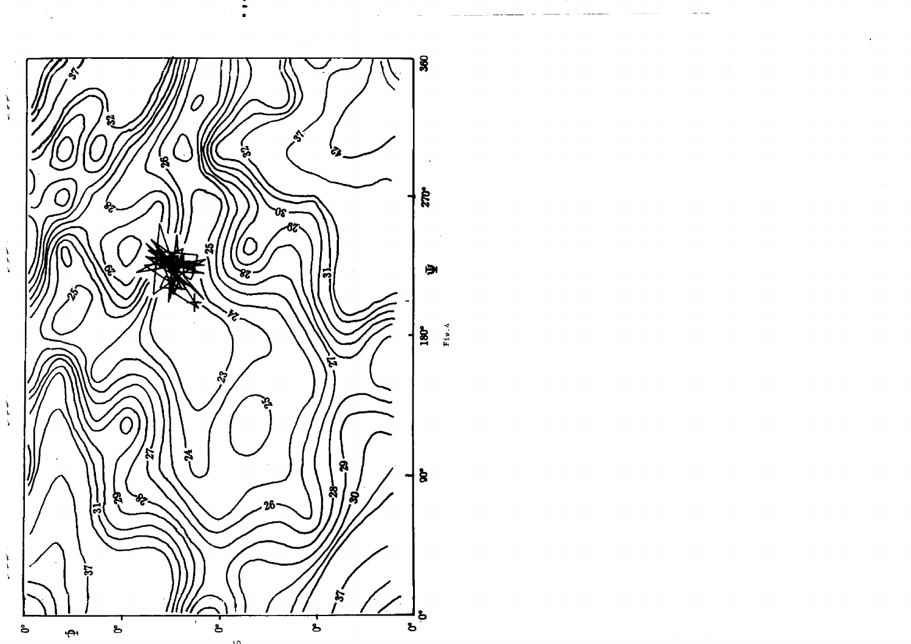37
32
26
32
37
42
28
30
29
25
29
28
31
25
24
23
27
25
27
24
29
31
29
28
26
28
30
37
37

0°
90°
180°
270°
360°

Ψ

0°
Φ

Fig.4